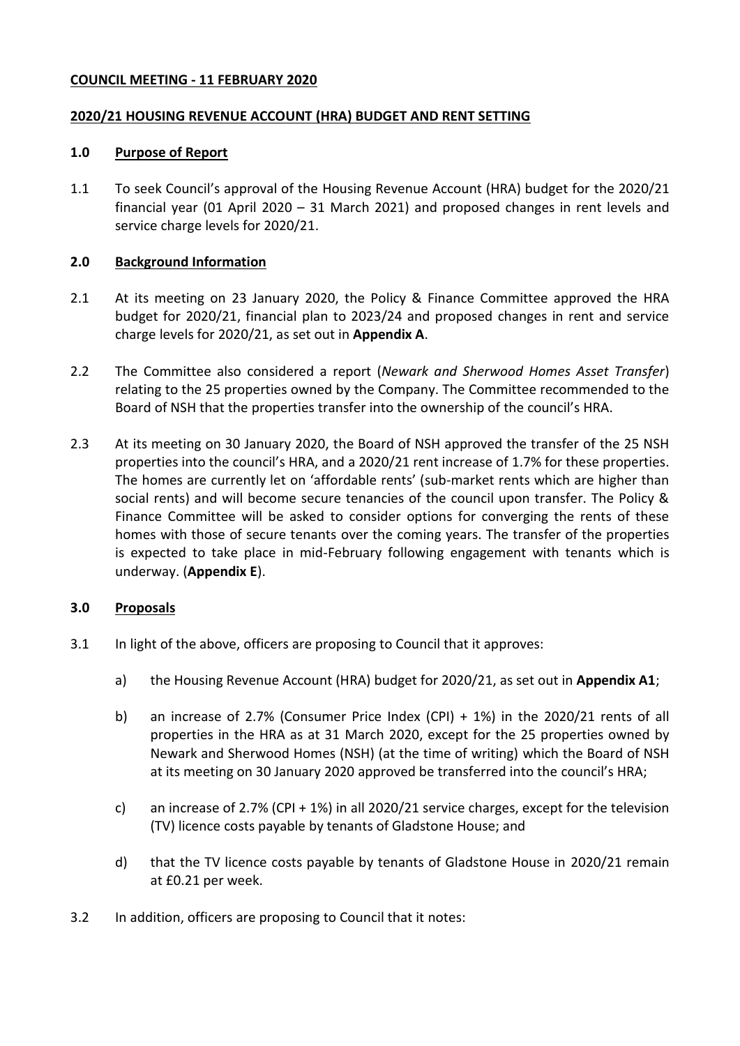**COUNCIL MEETING - 11 FEBRUARY 2020**

**2020/21 HOUSING REVENUE ACCOUNT (HRA) BUDGET AND RENT SETTING**

## 1.0 Purpose of Report

1.1 To seek Council's approval of the Housing Revenue Account (HRA) budget for the 2020/21 financial year (01 April 2020 – 31 March 2021) and proposed changes in rent levels and service charge levels for 2020/21.

## 2.0 Background Information

2.1 At its meeting on 23 January 2020, the Policy & Finance Committee approved the HRA budget for 2020/21, financial plan to 2023/24 and proposed changes in rent and service charge levels for 2020/21, as set out in **Appendix A**.

2.2 The Committee also considered a report (*Newark and Sherwood Homes Asset Transfer*) relating to the 25 properties owned by the Company. The Committee recommended to the Board of NSH that the properties transfer into the ownership of the council's HRA.

2.3 At its meeting on 30 January 2020, the Board of NSH approved the transfer of the 25 NSH properties into the council's HRA, and a 2020/21 rent increase of 1.7% for these properties. The homes are currently let on 'affordable rents' (sub-market rents which are higher than social rents) and will become secure tenancies of the council upon transfer. The Policy & Finance Committee will be asked to consider options for converging the rents of these homes with those of secure tenants over the coming years. The transfer of the properties is expected to take place in mid-February following engagement with tenants which is underway. (**Appendix E**).

## 3.0 Proposals

3.1 In light of the above, officers are proposing to Council that it approves:

a) the Housing Revenue Account (HRA) budget for 2020/21, as set out in **Appendix A1**;

b) an increase of 2.7% (Consumer Price Index (CPI) + 1%) in the 2020/21 rents of all properties in the HRA as at 31 March 2020, except for the 25 properties owned by Newark and Sherwood Homes (NSH) (at the time of writing) which the Board of NSH at its meeting on 30 January 2020 approved be transferred into the council's HRA;

c) an increase of 2.7% (CPI + 1%) in all 2020/21 service charges, except for the television (TV) licence costs payable by tenants of Gladstone House; and

d) that the TV licence costs payable by tenants of Gladstone House in 2020/21 remain at £0.21 per week.

3.2 In addition, officers are proposing to Council that it notes: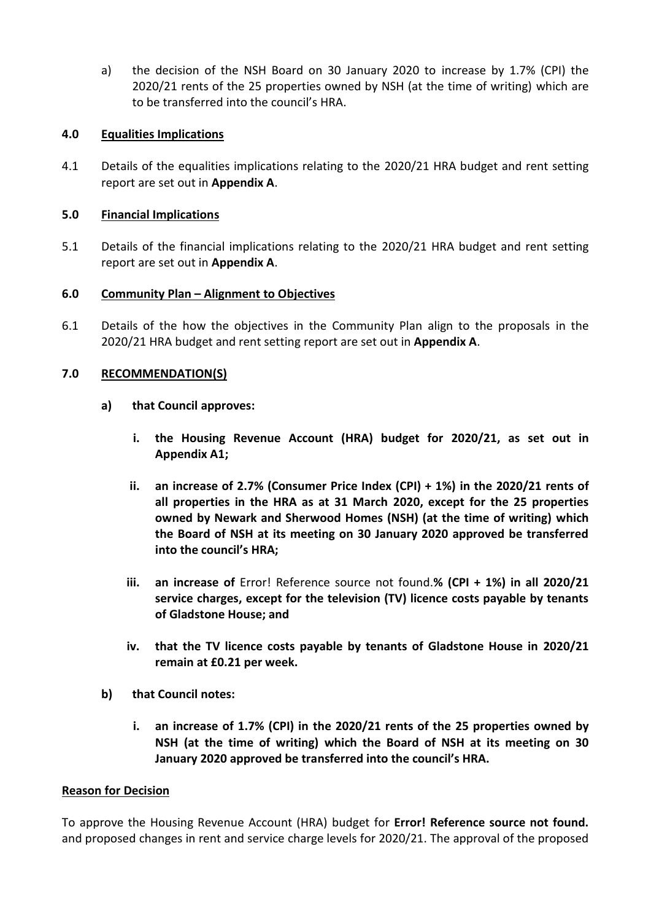a) the decision of the NSH Board on 30 January 2020 to increase by 1.7% (CPI) the 2020/21 rents of the 25 properties owned by NSH (at the time of writing) which are to be transferred into the council's HRA.

## 4.0 Equalities Implications

4.1 Details of the equalities implications relating to the 2020/21 HRA budget and rent setting report are set out in **Appendix A**.

## 5.0 Financial Implications

5.1 Details of the financial implications relating to the 2020/21 HRA budget and rent setting report are set out in **Appendix A**.

## 6.0 Community Plan – Alignment to Objectives

6.1 Details of the how the objectives in the Community Plan align to the proposals in the 2020/21 HRA budget and rent setting report are set out in **Appendix A**.

## 7.0 RECOMMENDATION(S)

**a) that Council approves:**

**i. the Housing Revenue Account (HRA) budget for 2020/21, as set out in Appendix A1;**

**ii. an increase of 2.7% (Consumer Price Index (CPI) + 1%) in the 2020/21 rents of all properties in the HRA as at 31 March 2020, except for the 25 properties owned by Newark and Sherwood Homes (NSH) (at the time of writing) which the Board of NSH at its meeting on 30 January 2020 approved be transferred into the council's HRA;**

**iii. an increase of** Error! Reference source not found.**% (CPI + 1%) in all 2020/21 service charges, except for the television (TV) licence costs payable by tenants of Gladstone House; and**

**iv. that the TV licence costs payable by tenants of Gladstone House in 2020/21 remain at £0.21 per week.**

**b) that Council notes:**

**i. an increase of 1.7% (CPI) in the 2020/21 rents of the 25 properties owned by NSH (at the time of writing) which the Board of NSH at its meeting on 30 January 2020 approved be transferred into the council's HRA.**

## Reason for Decision

To approve the Housing Revenue Account (HRA) budget for **Error! Reference source not found.** and proposed changes in rent and service charge levels for 2020/21. The approval of the proposed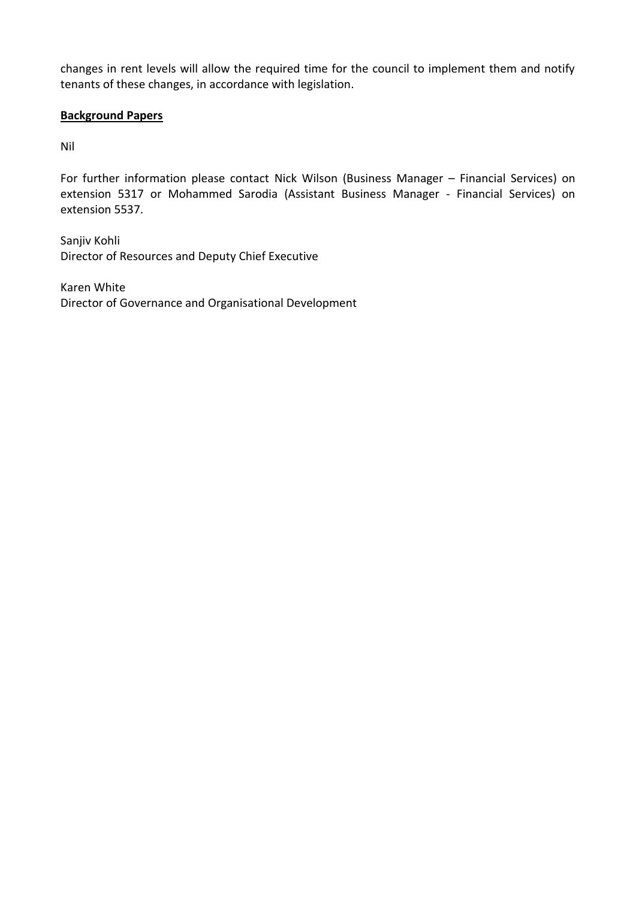changes in rent levels will allow the required time for the council to implement them and notify tenants of these changes, in accordance with legislation.

**Background Papers**

Nil

For further information please contact Nick Wilson (Business Manager – Financial Services) on extension 5317 or Mohammed Sarodia (Assistant Business Manager - Financial Services) on extension 5537.

Sanjiv Kohli
Director of Resources and Deputy Chief Executive

Karen White
Director of Governance and Organisational Development